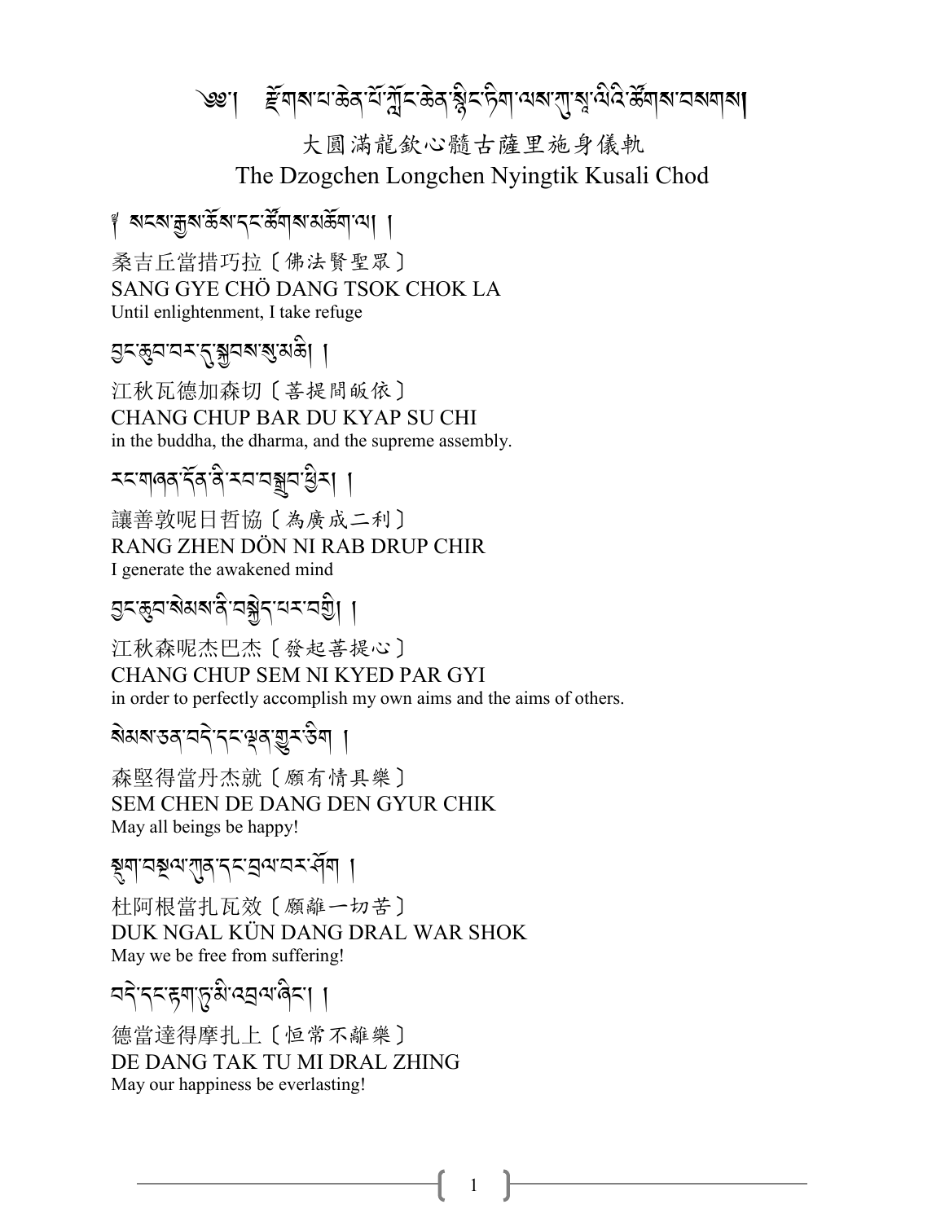# ༄༅། རྫོགས་པ་ཆེན་པོ་ཀློང་ཆེན་སྙིང་ཏིག་ལས་ཀུ་སཱ་ལིའི་ཚོགས་བསགས།

大圓滿龍欽心髓古薩里施身儀軌

The Dzogchen Longchen Nyingtik Kusali Chod

༈ སངས་རྒྱས་ཆོས་དང་ཚོགས་མཆོག་ལ། །

桑吉丘當措巧拉〔佛法賢聖眾〕

SANG GYE CHÖ DANG TSOK CHOK LA

Until enlightenment, I take refuge

བྱང་ཆུབ་བར་དུ་སྐྱབས་སུ་མཆི། །

江秋瓦德加森切〔菩提間皈依〕

CHANG CHUP BAR DU KYAP SU CHI

in the buddha, the dharma, and the supreme assembly.

རང་གཞན་དོན་ནི་རབ་བསྒྲུབ་ཕྱིར། །

讓善敦呢日哲協〔為廣成二利〕

RANG ZHEN DÖN NI RAB DRUP CHIR

I generate the awakened mind

བྱང་ཆུབ་སེམས་ནི་བསྐྱེད་པར་བགྱི། །

江秋森呢杰巴杰〔發起菩提心〕

CHANG CHUP SEM NI KYED PAR GYI

in order to perfectly accomplish my own aims and the aims of others.

སེམས་ཅན་བདེ་དང་ལྡན་གྱུར་ཅིག །

森堅得當丹杰就〔願有情具樂〕

SEM CHEN DE DANG DEN GYUR CHIK

May all beings be happy!

སྡུག་བསྔལ་ཀུན་དང་བྲལ་བར་ཤོག །

杜阿根當扎瓦效〔願離一切苦〕

DUK NGAL KÜN DANG DRAL WAR SHOK

May we be free from suffering!

བདེ་དང་རྟག་ཏུ་མི་འབྲལ་ཞིང་། །

德當達得摩扎上〔恒常不離樂〕

DE DANG TAK TU MI DRAL ZHING

May our happiness be everlasting!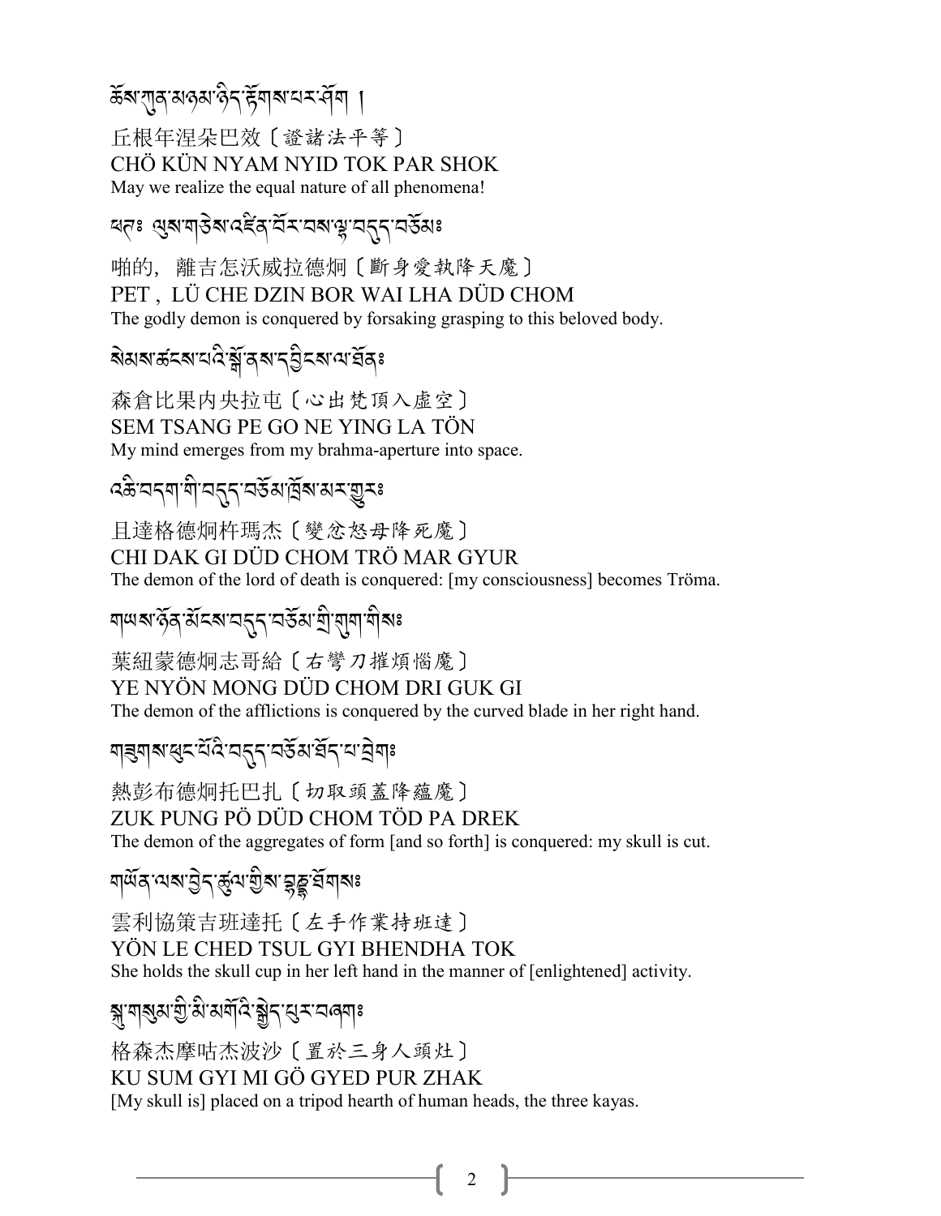ཆོས་ཀུན་མཉམ་ཉིད་རྟོགས་པར་ཤོག །

丘根年涅朵巴效〔證諸法平等〕
CHÖ KÜN NYAM NYID TOK PAR SHOK
May we realize the equal nature of all phenomena!

ཕཊ༔ ལུས་གཅེས་འཛིན་བོར་བས་ལྷ་བདུད་བཅོམ༔

啪的，離吉怎沃威拉德炯〔斷身愛執降天魔〕
PET , LÜ CHE DZIN BOR WAI LHA DÜD CHOM
The godly demon is conquered by forsaking grasping to this beloved body.

སེམས་ཚངས་པའི་སྒོ་ནས་དབྱིངས་ལ་ཐོན༔

森倉比果內央拉屯〔心出梵頂入虛空〕
SEM TSANG PE GO NE YING LA TÖN
My mind emerges from my brahma-aperture into space.

འཆི་བདག་གི་བདུད་བཅོམ་ཁྲོས་མར་གྱུར༔

且達格德炯杵瑪杰〔變忿怒母降死魔〕
CHI DAK GI DÜD CHOM TRÖ MAR GYUR
The demon of the lord of death is conquered: [my consciousness] becomes Tröma.

གཡས་ཉོན་མོངས་བདུད་བཅོམ་གྲི་གུག་གིས༔

葉紐蒙德炯志哥給〔右彎刀摧煩惱魔〕
YE NYÖN MONG DÜD CHOM DRI GUK GI
The demon of the afflictions is conquered by the curved blade in her right hand.

གཟུགས་ཕུང་པོའི་བདུད་བཅོམ་ཐོད་པ་བྲེག༔

熱彭布德炯托巴扎〔切取頭蓋降蘊魔〕
ZUK PUNG PÖ DÜD CHOM TÖD PA DREK
The demon of the aggregates of form [and so forth] is conquered: my skull is cut.

གཡོན་ལས་བྱེད་ཚུལ་གྱིས་བྷནྡྷ་ཐོགས༔

雲利協策吉班達托〔左手作業持班達〕
YÖN LE CHED TSUL GYI BHENDHA TOK
She holds the skull cup in her left hand in the manner of [enlightened] activity.

སྐུ་གསུམ་གྱི་མི་མགོའི་སྒྱེད་པུར་བཞག༔

格森杰摩咕杰波沙〔置於三身人頭灶〕
KU SUM GYI MI GÖ GYED PUR ZHAK
[My skull is] placed on a tripod hearth of human heads, the three kayas.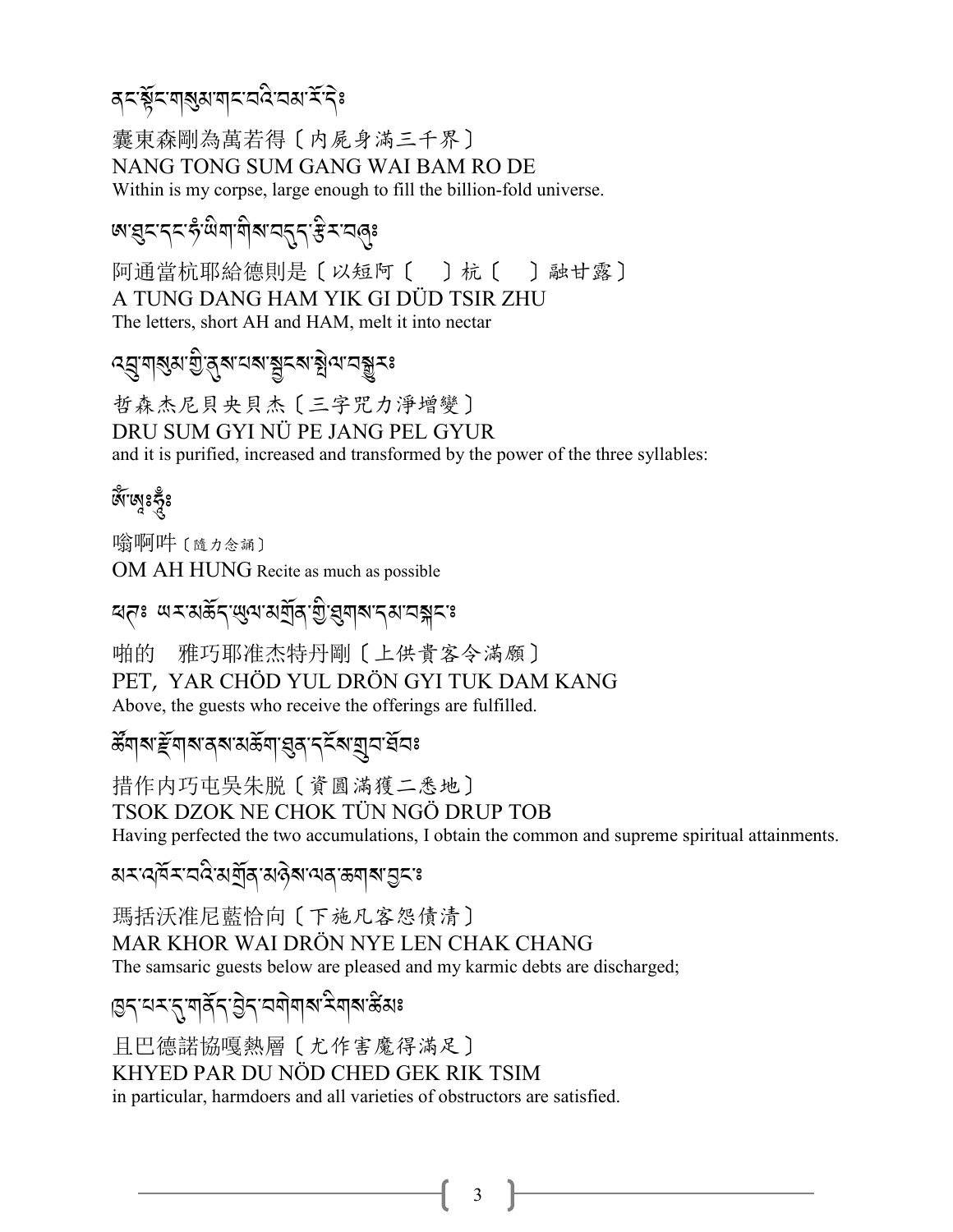ནང་སྟོང་གསུམ་གང་བའི་བམ་རོ་དེ༔

囊東森剛為萬若得〔內屍身滿三千界〕
NANG TONG SUM GANG WAI BAM RO DE
Within is my corpse, large enough to fill the billion-fold universe.

ཨ་ཐུང་དང་ཧཾ་ཡིག་གིས་བདུད་རྩིར་བཞུ༔

阿通當杭耶給德則是〔以短阿〔　〕杭〔　〕融甘露〕
A TUNG DANG HAM YIK GI DÜD TSIR ZHU
The letters, short AH and HAM, melt it into nectar

འབྲུ་གསུམ་གྱི་ནུས་པས་སྦྱངས་སྤེལ་བསྒྱུར༔

哲森杰尼貝央貝杰〔三字咒力淨增變〕
DRU SUM GYI NÜ PE JANG PEL GYUR
and it is purified, increased and transformed by the power of the three syllables:

ཨོཾ་ཨཱཿཧཱུྃ༔

嗡啊吽〔隨力念誦〕
OM AH HUNG Recite as much as possible

ཕཊ༔ ཡར་མཆོད་ཡུལ་མགྲོན་གྱི་ཐུགས་དམ་བསྐང་༔

啪的　雅巧耶准杰特丹剛〔上供貴客令滿願〕
PET, YAR CHÖD YUL DRÖN GYI TUK DAM KANG
Above, the guests who receive the offerings are fulfilled.

ཚོགས་རྫོགས་ནས་མཆོག་ཐུན་དངོས་གྲུབ་ཐོབ༔

措作内巧屯吳朱脫〔資圓滿獲二悉地〕
TSOK DZOK NE CHOK TÜN NGÖ DRUP TOB
Having perfected the two accumulations, I obtain the common and supreme spiritual attainments.

མར་འཁོར་བའི་མགྲོན་མཉེས་ལན་ཆགས་བྱང་༔

瑪括沃准尼藍恰向〔下施凡客怨債清〕
MAR KHOR WAI DRÖN NYE LEN CHAK CHANG
The samsaric guests below are pleased and my karmic debts are discharged;

ཁྱད་པར་དུ་གནོད་བྱེད་བགེགས་རིགས་ཚིམ༔

且巴德諾協嘎熱層〔尤作害魔得滿足〕
KHYED PAR DU NÖD CHED GEK RIK TSIM
in particular, harmdoers and all varieties of obstructors are satisfied.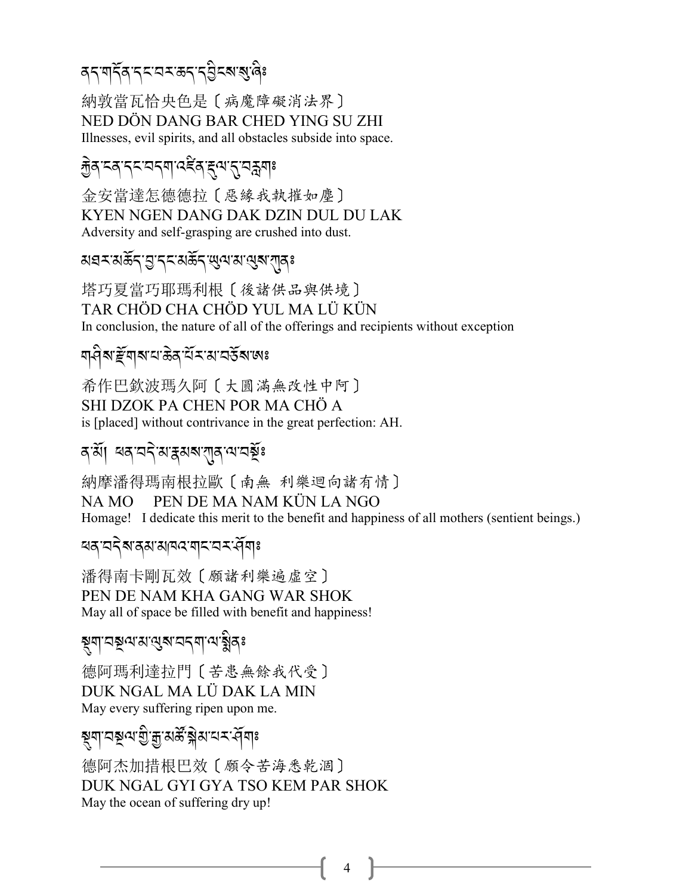ནད་གདོན་དང་བར་ཆད་དབྱིངས་སུ་ཞི༔

納敦當瓦恰央色是〔病魔障礙消法界〕
NED DÖN DANG BAR CHED YING SU ZHI
Illnesses, evil spirits, and all obstacles subside into space.

རྐྱེན་ངན་དང་བདག་འཛིན་རྡུལ་དུ་བརླག༔

金安當達怎德德拉〔惡緣我執摧如塵〕
KYEN NGEN DANG DAK DZIN DUL DU LAK
Adversity and self-grasping are crushed into dust.

མཐར་མཆོད་བྱ་དང་མཆོད་ཡུལ་མ་ལུས་ཀུན༔

塔巧夏當巧耶瑪利根〔後諸供品與供境〕
TAR CHÖD CHA CHÖD YUL MA LÜ KÜN
In conclusion, the nature of all of the offerings and recipients without exception

གཞིས་རྫོགས་པ་ཆེན་པོར་མ་བཅོས་ཨ༔

希作巴欽波瑪久阿〔大圓滿無改性中阿〕
SHI DZOK PA CHEN POR MA CHÖ A
is [placed] without contrivance in the great perfection: AH.

ན་མོ། ཕན་བདེ་མ་རྣམས་ཀུན་ལ་བསྔོ༔

納摩潘得瑪南根拉歐〔南無 利樂迴向諸有情〕
NA MO PEN DE MA NAM KÜN LA NGO
Homage! I dedicate this merit to the benefit and happiness of all mothers (sentient beings.)

ཕན་བདེས་ནམ་མཁའ་གང་བར་ཤོག༔

潘得南卡剛瓦效〔願諸利樂遍虛空〕
PEN DE NAM KHA GANG WAR SHOK
May all of space be filled with benefit and happiness!

སྡུག་བསྔལ་མ་ལུས་བདག་ལ་སྨིན༔

德阿瑪利達拉門〔苦患無餘我代受〕
DUK NGAL MA LÜ DAK LA MIN
May every suffering ripen upon me.

སྡུག་བསྔལ་གྱི་རྒྱ་མཚོ་སྐེམ་པར་ཤོག༔

德阿杰加措根巴效〔願令苦海悉乾涸〕
DUK NGAL GYI GYA TSO KEM PAR SHOK
May the ocean of suffering dry up!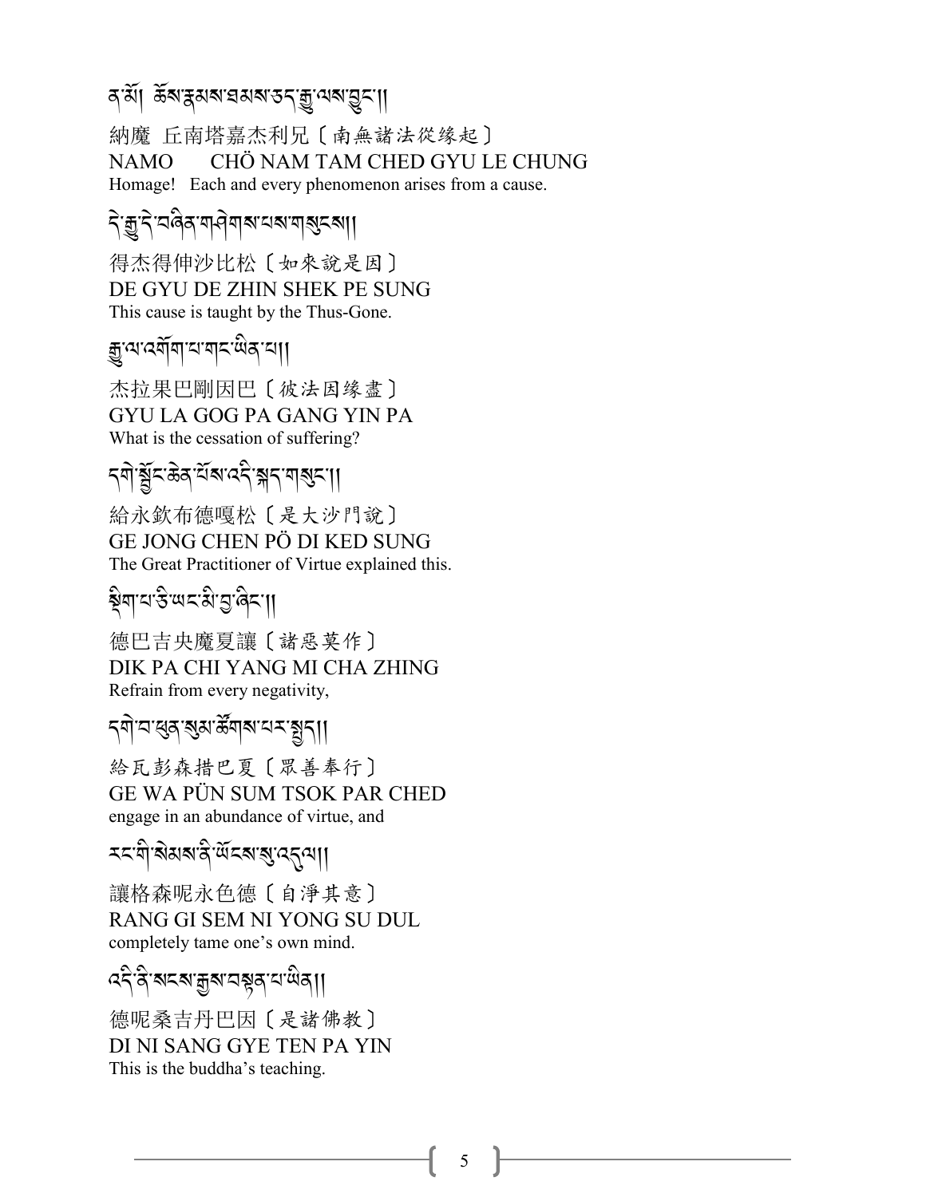ན་མོ། ཆོས་རྣམས་ཐམས་ཅད་རྒྱུ་ལས་བྱུང་།།

納魔 丘南塔嘉杰利兄〔南無諸法從緣起〕
NAMO CHÖ NAM TAM CHED GYU LE CHUNG
Homage! Each and every phenomenon arises from a cause.

དེ་རྒྱུ་དེ་བཞིན་གཤེགས་པས་གསུངས།།

得杰得伸沙比松〔如來說是因〕
DE GYU DE ZHIN SHEK PE SUNG
This cause is taught by the Thus-Gone.

རྒྱུ་ལ་འགོག་པ་གང་ཡིན་པ།།

杰拉果巴剛因巴〔彼法因緣盡〕
GYU LA GOG PA GANG YIN PA
What is the cessation of suffering?

དགེ་སྦྱོང་ཆེན་པོས་འདི་སྐད་གསུང་།།

給永欽布德嘎松〔是大沙門說〕
GE JONG CHEN PÖ DI KED SUNG
The Great Practitioner of Virtue explained this.

སྡིག་པ་ཅི་ཡང་མི་བྱ་ཞིང་།།

德巴吉央魔夏讓〔諸惡莫作〕
DIK PA CHI YANG MI CHA ZHING
Refrain from every negativity,

དགེ་བ་ཕུན་སུམ་ཚོགས་པར་སྤྱད།།

給瓦彭森措巴夏〔眾善奉行〕
GE WA PÜN SUM TSOK PAR CHED
engage in an abundance of virtue, and

རང་གི་སེམས་ནི་ཡོངས་སུ་འདུལ།།

讓格森呢永色德〔自淨其意〕
RANG GI SEM NI YONG SU DUL
completely tame one's own mind.

འདི་ནི་སངས་རྒྱས་བསྟན་པ་ཡིན།།

德呢桑吉丹巴因〔是諸佛教〕
DI NI SANG GYE TEN PA YIN
This is the buddha's teaching.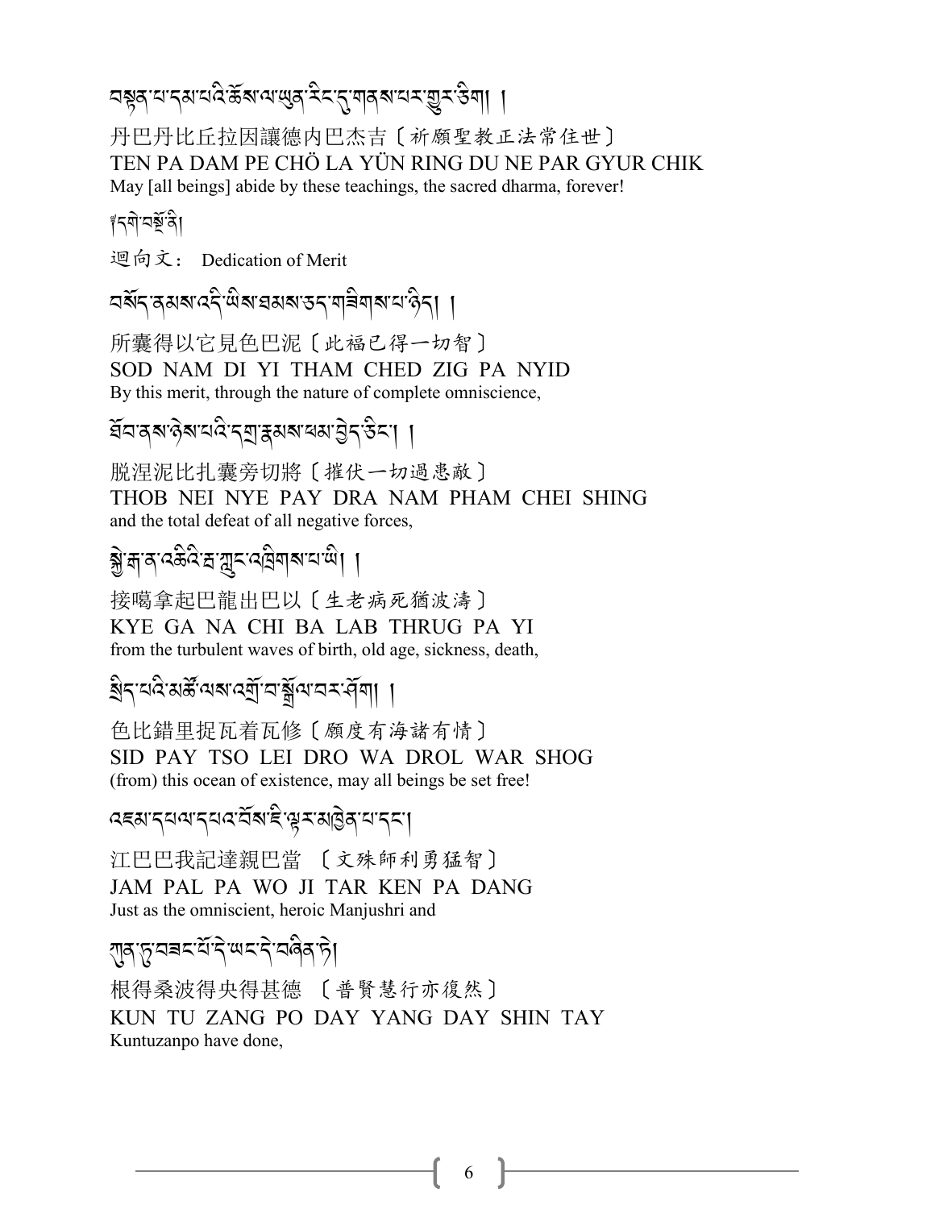བསྟན་པ་དམ་པའི་ཆོས་ལ་ཡུན་རིང་དུ་གནས་པར་གྱུར་ཅིག ། 

丹巴丹比丘拉因讓德內巴杰吉〔祈願聖教正法常住世〕

TEN PA DAM PE CHÖ LA YÜN RING DU NE PAR GYUR CHIK

May [all beings] abide by these teachings, the sacred dharma, forever!

༄དགེ་བསྔོ་ནི། 

迴向文： Dedication of Merit

བསོད་ནམས་འདི་ཡིས་ཐམས་ཅད་གཟིགས་པ་ཉིད། ། 

所囊得以它見色巴泥〔此福已得一切智〕

SOD NAM DI YI THAM CHED ZIG PA NYID

By this merit, through the nature of complete omniscience,

ཐོབ་ནས་ཉེས་པའི་དགྲ་རྣམས་ཕམ་བྱེད་ཅིང་། ། 

脫涅泥比扎囊旁切將〔摧伏一切過患敵〕

THOB NEI NYE PAY DRA NAM PHAM CHEI SHING

and the total defeat of all negative forces,

སྐྱེ་རྒ་ན་འཆིའི་རྦ་རླབས་འཁྲུགས་པ་ཡི། ། 

接噶拿起巴龍出巴以〔生老病死猶波濤〕

KYE GA NA CHI BA LAB THRUG PA YI

from the turbulent waves of birth, old age, sickness, death,

སྲིད་པའི་མཚོ་ལས་འགྲོ་བ་སྒྲོལ་བར་ཤོག ། 

色比錯里捉瓦着瓦修〔願度有海諸有情〕

SID PAY TSO LEI DRO WA DROL WAR SHOG

(from) this ocean of existence, may all beings be set free!

འཇམ་དཔལ་དཔའ་བོས་ཇི་ལྟར་མཁྱེན་པ་དང་། 

江巴巴我記達親巴當 〔文殊師利勇猛智〕

JAM PAL PA WO JI TAR KEN PA DANG

Just as the omniscient, heroic Manjushri and

ཀུན་ཏུ་བཟང་པོ་དེ་ཡང་དེ་བཞིན་ཏེ། 

根得桑波得央得甚德 〔普賢慧行亦復然〕

KUN TU ZANG PO DAY YANG DAY SHIN TAY

Kuntuzanpo have done,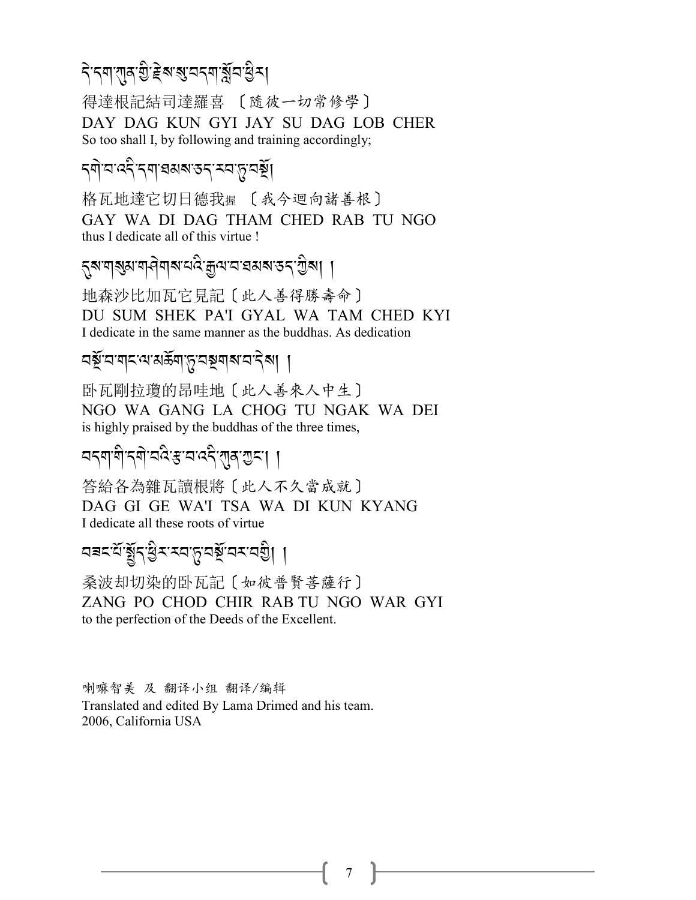དེ་དག་ཀུན་གྱི་རྗེས་སུ་བདག་སློབ་ཕྱིར།

得達根記結司達羅喜 〔隨彼一切常修學〕

DAY DAG KUN GYI JAY SU DAG LOB CHER

So too shall I, by following and training accordingly;

དགེ་བ་འདི་དག་ཐམས་ཅད་རབ་ཏུ་བསྔོ།

格瓦地達它切日德我握 〔我今迴向諸善根〕

GAY WA DI DAG THAM CHED RAB TU NGO

thus I dedicate all of this virtue !

དུས་གསུམ་གཤེགས་པའི་རྒྱལ་བ་ཐམས་ཅད་ཀྱིས། །

地森沙比加瓦它見記〔此人善得勝壽命〕

DU SUM SHEK PA'I GYAL WA TAM CHED KYI

I dedicate in the same manner as the buddhas. As dedication

བསྔོ་བ་གང་ལ་མཆོག་ཏུ་བསྔགས་པ་དེས། །

卧瓦剛拉瓊的昂哇地〔此人善來人中生〕

NGO WA GANG LA CHOG TU NGAK WA DEI

is highly praised by the buddhas of the three times,

བདག་གི་དགེ་བའི་རྩ་བ་འདི་ཀུན་ཀྱང་། །

答給各為雜瓦讀根將〔此人不久當成就〕

DAG GI GE WA'I TSA WA DI KUN KYANG

I dedicate all these roots of virtue

བཟང་པོ་སྤྱོད་ཕྱིར་རབ་ཏུ་བསྔོ་བར་བགྱི། །

桑波却切染的卧瓦記〔如彼普賢菩薩行〕

ZANG PO CHOD CHIR RAB TU NGO WAR GYI

to the perfection of the Deeds of the Excellent.

喇嘛智美 及 翻译小组 翻译/编辑

Translated and edited By Lama Drimed and his team.

2006, California USA